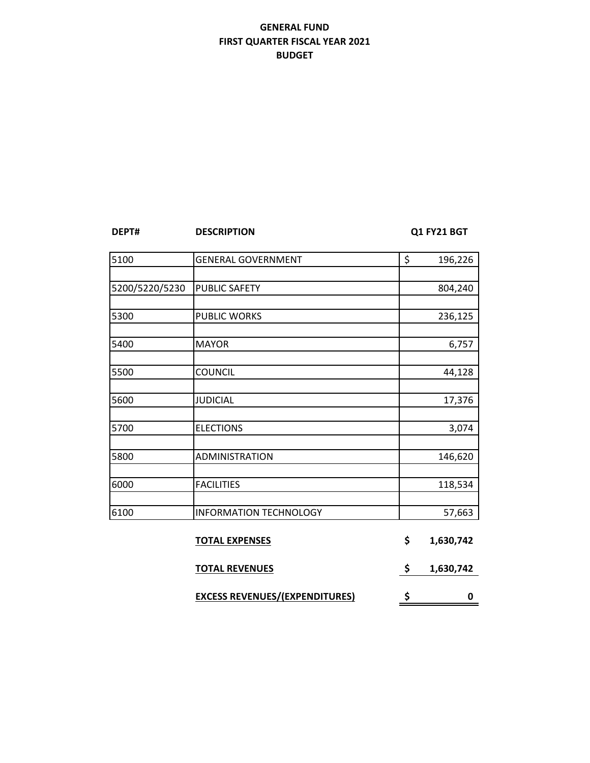# GENERAL FUND
## FIRST QUARTER FISCAL YEAR 2021
## BUDGET

| DEPT# | DESCRIPTION | Q1 FY21 BGT |
|---|---|---|
| 5100 | GENERAL GOVERNMENT | $ 196,226 |
| 5200/5220/5230 | PUBLIC SAFETY | 804,240 |
| 5300 | PUBLIC WORKS | 236,125 |
| 5400 | MAYOR | 6,757 |
| 5500 | COUNCIL | 44,128 |
| 5600 | JUDICIAL | 17,376 |
| 5700 | ELECTIONS | 3,074 |
| 5800 | ADMINISTRATION | 146,620 |
| 6000 | FACILITIES | 118,534 |
| 6100 | INFORMATION TECHNOLOGY | 57,663 |
| | **TOTAL EXPENSES** | **$ 1,630,742** |
| | **TOTAL REVENUES** | **$ 1,630,742** |
| | **EXCESS REVENUES/(EXPENDITURES)** | **$ 0** |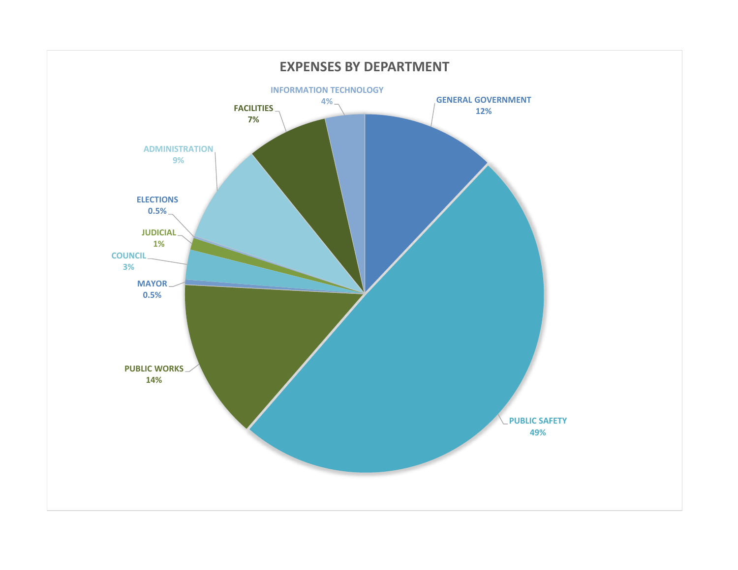## EXPENSES BY DEPARTMENT

| Department | Percentage |
|---|---|
| GENERAL GOVERNMENT | 12% |
| PUBLIC SAFETY | 49% |
| PUBLIC WORKS | 14% |
| MAYOR | 0.5% |
| COUNCIL | 3% |
| JUDICIAL | 1% |
| ELECTIONS | 0.5% |
| ADMINISTRATION | 9% |
| FACILITIES | 7% |
| INFORMATION TECHNOLOGY | 4% |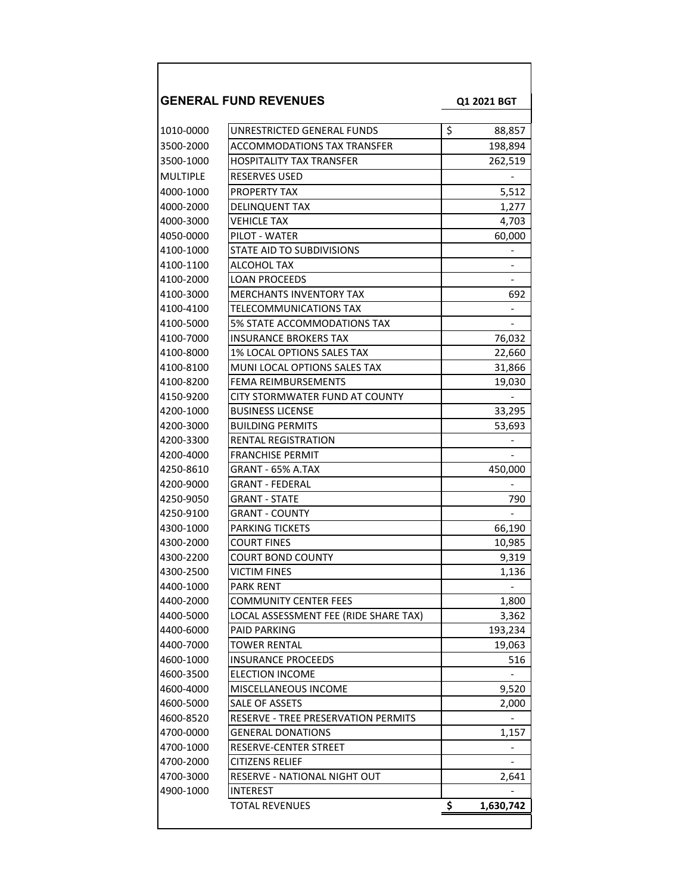## GENERAL FUND REVENUES

| | | Q1 2021 BGT |
|---|---|---|
| 1010-0000 | UNRESTRICTED GENERAL FUNDS | $ 88,857 |
| 3500-2000 | ACCOMMODATIONS TAX TRANSFER | 198,894 |
| 3500-1000 | HOSPITALITY TAX TRANSFER | 262,519 |
| MULTIPLE | RESERVES USED | - |
| 4000-1000 | PROPERTY TAX | 5,512 |
| 4000-2000 | DELINQUENT TAX | 1,277 |
| 4000-3000 | VEHICLE TAX | 4,703 |
| 4050-0000 | PILOT - WATER | 60,000 |
| 4100-1000 | STATE AID TO SUBDIVISIONS | - |
| 4100-1100 | ALCOHOL TAX | - |
| 4100-2000 | LOAN PROCEEDS | - |
| 4100-3000 | MERCHANTS INVENTORY TAX | 692 |
| 4100-4100 | TELECOMMUNICATIONS TAX | - |
| 4100-5000 | 5% STATE ACCOMMODATIONS TAX | - |
| 4100-7000 | INSURANCE BROKERS TAX | 76,032 |
| 4100-8000 | 1% LOCAL OPTIONS SALES TAX | 22,660 |
| 4100-8100 | MUNI LOCAL OPTIONS SALES TAX | 31,866 |
| 4100-8200 | FEMA REIMBURSEMENTS | 19,030 |
| 4150-9200 | CITY STORMWATER FUND AT COUNTY | - |
| 4200-1000 | BUSINESS LICENSE | 33,295 |
| 4200-3000 | BUILDING PERMITS | 53,693 |
| 4200-3300 | RENTAL REGISTRATION | - |
| 4200-4000 | FRANCHISE PERMIT | - |
| 4250-8610 | GRANT - 65% A.TAX | 450,000 |
| 4200-9000 | GRANT - FEDERAL | - |
| 4250-9050 | GRANT - STATE | 790 |
| 4250-9100 | GRANT - COUNTY | - |
| 4300-1000 | PARKING TICKETS | 66,190 |
| 4300-2000 | COURT FINES | 10,985 |
| 4300-2200 | COURT BOND COUNTY | 9,319 |
| 4300-2500 | VICTIM FINES | 1,136 |
| 4400-1000 | PARK RENT | - |
| 4400-2000 | COMMUNITY CENTER FEES | 1,800 |
| 4400-5000 | LOCAL ASSESSMENT FEE (RIDE SHARE TAX) | 3,362 |
| 4400-6000 | PAID PARKING | 193,234 |
| 4400-7000 | TOWER RENTAL | 19,063 |
| 4600-1000 | INSURANCE PROCEEDS | 516 |
| 4600-3500 | ELECTION INCOME | - |
| 4600-4000 | MISCELLANEOUS INCOME | 9,520 |
| 4600-5000 | SALE OF ASSETS | 2,000 |
| 4600-8520 | RESERVE - TREE PRESERVATION PERMITS | - |
| 4700-0000 | GENERAL DONATIONS | 1,157 |
| 4700-1000 | RESERVE-CENTER STREET | - |
| 4700-2000 | CITIZENS RELIEF | - |
| 4700-3000 | RESERVE - NATIONAL NIGHT OUT | 2,641 |
| 4900-1000 | INTEREST | - |
| | TOTAL REVENUES | **$ 1,630,742** |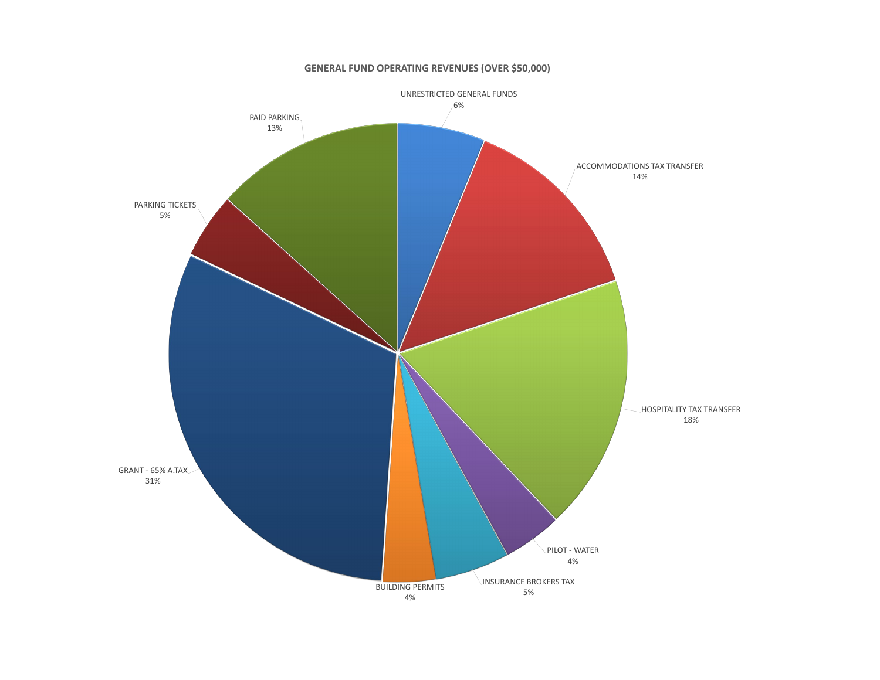**GENERAL FUND OPERATING REVENUES (OVER $50,000)**

| Category | Percentage |
| --- | --- |
| UNRESTRICTED GENERAL FUNDS | 6% |
| ACCOMMODATIONS TAX TRANSFER | 14% |
| HOSPITALITY TAX TRANSFER | 18% |
| PILOT - WATER | 4% |
| INSURANCE BROKERS TAX | 5% |
| BUILDING PERMITS | 4% |
| GRANT - 65% A.TAX | 31% |
| PARKING TICKETS | 5% |
| PAID PARKING | 13% |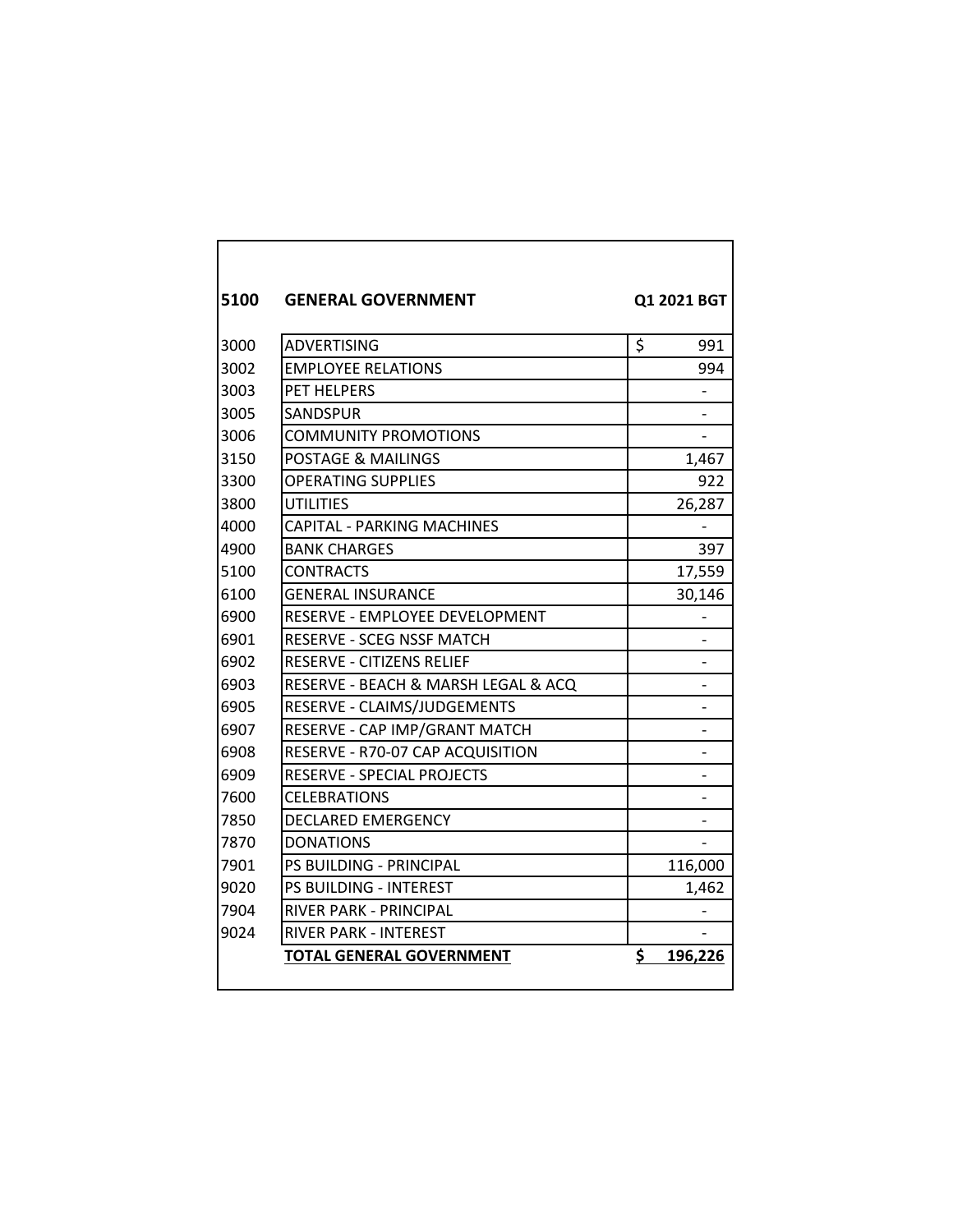| 5100 | GENERAL GOVERNMENT | Q1 2021 BGT |
|---|---|---|
| 3000 | ADVERTISING | $ 991 |
| 3002 | EMPLOYEE RELATIONS | 994 |
| 3003 | PET HELPERS | - |
| 3005 | SANDSPUR | - |
| 3006 | COMMUNITY PROMOTIONS | - |
| 3150 | POSTAGE & MAILINGS | 1,467 |
| 3300 | OPERATING SUPPLIES | 922 |
| 3800 | UTILITIES | 26,287 |
| 4000 | CAPITAL - PARKING MACHINES | - |
| 4900 | BANK CHARGES | 397 |
| 5100 | CONTRACTS | 17,559 |
| 6100 | GENERAL INSURANCE | 30,146 |
| 6900 | RESERVE - EMPLOYEE DEVELOPMENT | - |
| 6901 | RESERVE - SCEG NSSF MATCH | - |
| 6902 | RESERVE - CITIZENS RELIEF | - |
| 6903 | RESERVE - BEACH & MARSH LEGAL & ACQ | - |
| 6905 | RESERVE - CLAIMS/JUDGEMENTS | - |
| 6907 | RESERVE - CAP IMP/GRANT MATCH | - |
| 6908 | RESERVE - R70-07 CAP ACQUISITION | - |
| 6909 | RESERVE - SPECIAL PROJECTS | - |
| 7600 | CELEBRATIONS | - |
| 7850 | DECLARED EMERGENCY | - |
| 7870 | DONATIONS | - |
| 7901 | PS BUILDING - PRINCIPAL | 116,000 |
| 9020 | PS BUILDING - INTEREST | 1,462 |
| 7904 | RIVER PARK - PRINCIPAL | - |
| 9024 | RIVER PARK - INTEREST | - |
| | **TOTAL GENERAL GOVERNMENT** | **$ 196,226** |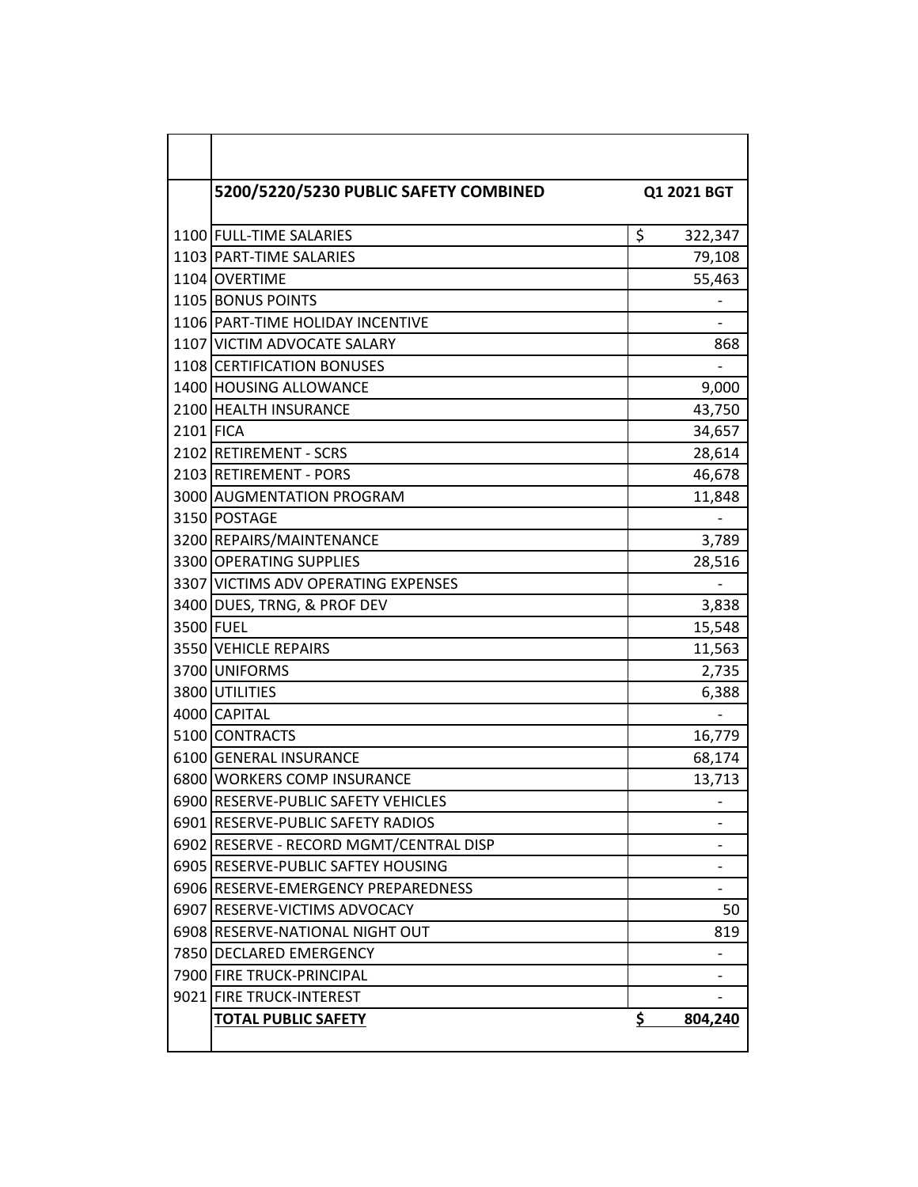| | 5200/5220/5230 PUBLIC SAFETY COMBINED | Q1 2021 BGT |
|---|---|---|
| 1100 | FULL-TIME SALARIES | $ 322,347 |
| 1103 | PART-TIME SALARIES | 79,108 |
| 1104 | OVERTIME | 55,463 |
| 1105 | BONUS POINTS | - |
| 1106 | PART-TIME HOLIDAY INCENTIVE | - |
| 1107 | VICTIM ADVOCATE SALARY | 868 |
| 1108 | CERTIFICATION BONUSES | - |
| 1400 | HOUSING ALLOWANCE | 9,000 |
| 2100 | HEALTH INSURANCE | 43,750 |
| 2101 | FICA | 34,657 |
| 2102 | RETIREMENT - SCRS | 28,614 |
| 2103 | RETIREMENT - PORS | 46,678 |
| 3000 | AUGMENTATION PROGRAM | 11,848 |
| 3150 | POSTAGE | - |
| 3200 | REPAIRS/MAINTENANCE | 3,789 |
| 3300 | OPERATING SUPPLIES | 28,516 |
| 3307 | VICTIMS ADV OPERATING EXPENSES | - |
| 3400 | DUES, TRNG, & PROF DEV | 3,838 |
| 3500 | FUEL | 15,548 |
| 3550 | VEHICLE REPAIRS | 11,563 |
| 3700 | UNIFORMS | 2,735 |
| 3800 | UTILITIES | 6,388 |
| 4000 | CAPITAL | - |
| 5100 | CONTRACTS | 16,779 |
| 6100 | GENERAL INSURANCE | 68,174 |
| 6800 | WORKERS COMP INSURANCE | 13,713 |
| 6900 | RESERVE-PUBLIC SAFETY VEHICLES | - |
| 6901 | RESERVE-PUBLIC SAFETY RADIOS | - |
| 6902 | RESERVE - RECORD MGMT/CENTRAL DISP | - |
| 6905 | RESERVE-PUBLIC SAFTEY HOUSING | - |
| 6906 | RESERVE-EMERGENCY PREPAREDNESS | - |
| 6907 | RESERVE-VICTIMS ADVOCACY | 50 |
| 6908 | RESERVE-NATIONAL NIGHT OUT | 819 |
| 7850 | DECLARED EMERGENCY | - |
| 7900 | FIRE TRUCK-PRINCIPAL | - |
| 9021 | FIRE TRUCK-INTEREST | - |
| | **TOTAL PUBLIC SAFETY** | **$ 804,240** |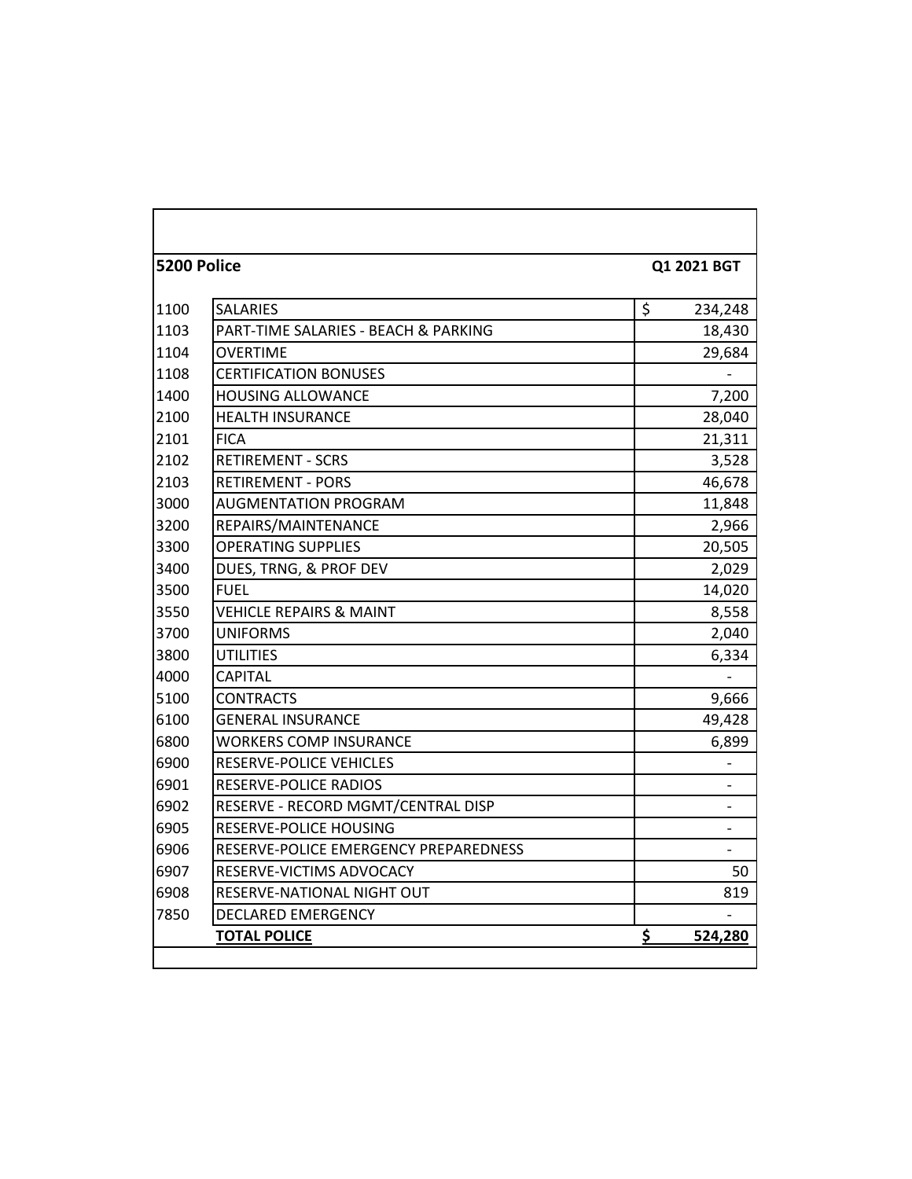| 5200 Police | | Q1 2021 BGT |
|---|---|---|
| 1100 | SALARIES | $ 234,248 |
| 1103 | PART-TIME SALARIES - BEACH & PARKING | 18,430 |
| 1104 | OVERTIME | 29,684 |
| 1108 | CERTIFICATION BONUSES | - |
| 1400 | HOUSING ALLOWANCE | 7,200 |
| 2100 | HEALTH INSURANCE | 28,040 |
| 2101 | FICA | 21,311 |
| 2102 | RETIREMENT - SCRS | 3,528 |
| 2103 | RETIREMENT - PORS | 46,678 |
| 3000 | AUGMENTATION PROGRAM | 11,848 |
| 3200 | REPAIRS/MAINTENANCE | 2,966 |
| 3300 | OPERATING SUPPLIES | 20,505 |
| 3400 | DUES, TRNG, & PROF DEV | 2,029 |
| 3500 | FUEL | 14,020 |
| 3550 | VEHICLE REPAIRS & MAINT | 8,558 |
| 3700 | UNIFORMS | 2,040 |
| 3800 | UTILITIES | 6,334 |
| 4000 | CAPITAL | - |
| 5100 | CONTRACTS | 9,666 |
| 6100 | GENERAL INSURANCE | 49,428 |
| 6800 | WORKERS COMP INSURANCE | 6,899 |
| 6900 | RESERVE-POLICE VEHICLES | - |
| 6901 | RESERVE-POLICE RADIOS | - |
| 6902 | RESERVE - RECORD MGMT/CENTRAL DISP | - |
| 6905 | RESERVE-POLICE HOUSING | - |
| 6906 | RESERVE-POLICE EMERGENCY PREPAREDNESS | - |
| 6907 | RESERVE-VICTIMS ADVOCACY | 50 |
| 6908 | RESERVE-NATIONAL NIGHT OUT | 819 |
| 7850 | DECLARED EMERGENCY | - |
| | **TOTAL POLICE** | **$ 524,280** |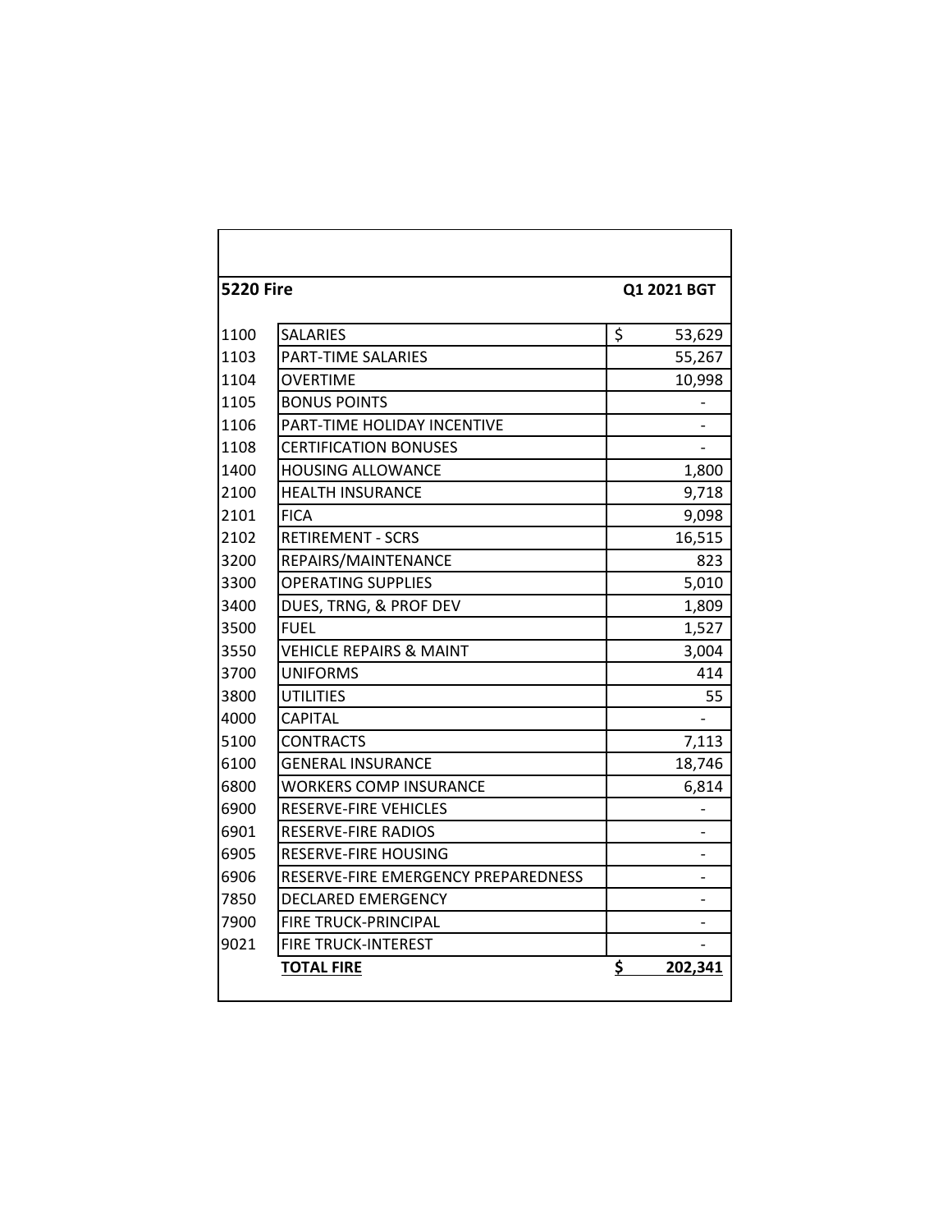| 5220 Fire | | Q1 2021 BGT |
|---|---|---|
| 1100 | SALARIES | $ 53,629 |
| 1103 | PART-TIME SALARIES | 55,267 |
| 1104 | OVERTIME | 10,998 |
| 1105 | BONUS POINTS | - |
| 1106 | PART-TIME HOLIDAY INCENTIVE | - |
| 1108 | CERTIFICATION BONUSES | - |
| 1400 | HOUSING ALLOWANCE | 1,800 |
| 2100 | HEALTH INSURANCE | 9,718 |
| 2101 | FICA | 9,098 |
| 2102 | RETIREMENT - SCRS | 16,515 |
| 3200 | REPAIRS/MAINTENANCE | 823 |
| 3300 | OPERATING SUPPLIES | 5,010 |
| 3400 | DUES, TRNG, & PROF DEV | 1,809 |
| 3500 | FUEL | 1,527 |
| 3550 | VEHICLE REPAIRS & MAINT | 3,004 |
| 3700 | UNIFORMS | 414 |
| 3800 | UTILITIES | 55 |
| 4000 | CAPITAL | - |
| 5100 | CONTRACTS | 7,113 |
| 6100 | GENERAL INSURANCE | 18,746 |
| 6800 | WORKERS COMP INSURANCE | 6,814 |
| 6900 | RESERVE-FIRE VEHICLES | - |
| 6901 | RESERVE-FIRE RADIOS | - |
| 6905 | RESERVE-FIRE HOUSING | - |
| 6906 | RESERVE-FIRE EMERGENCY PREPAREDNESS | - |
| 7850 | DECLARED EMERGENCY | - |
| 7900 | FIRE TRUCK-PRINCIPAL | - |
| 9021 | FIRE TRUCK-INTEREST | - |
| | **TOTAL FIRE** | **$ 202,341** |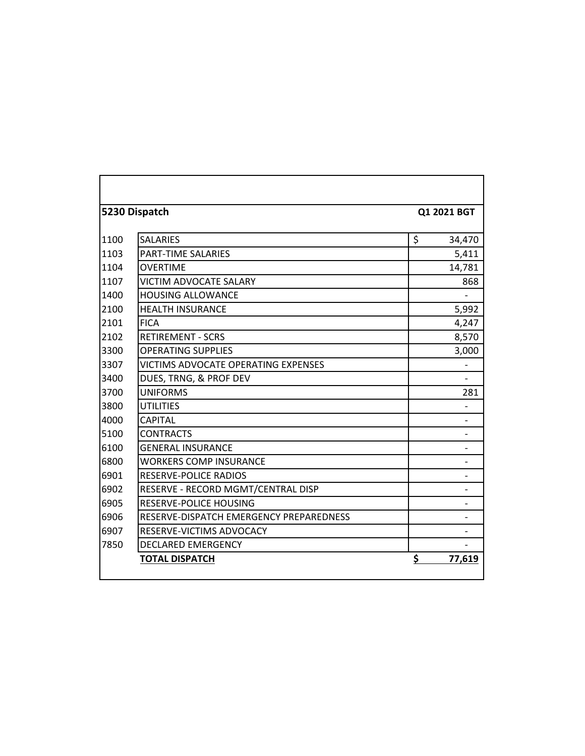| 5230 Dispatch | | Q1 2021 BGT |
|---|---|---|
| 1100 | SALARIES | $ 34,470 |
| 1103 | PART-TIME SALARIES | 5,411 |
| 1104 | OVERTIME | 14,781 |
| 1107 | VICTIM ADVOCATE SALARY | 868 |
| 1400 | HOUSING ALLOWANCE | - |
| 2100 | HEALTH INSURANCE | 5,992 |
| 2101 | FICA | 4,247 |
| 2102 | RETIREMENT - SCRS | 8,570 |
| 3300 | OPERATING SUPPLIES | 3,000 |
| 3307 | VICTIMS ADVOCATE OPERATING EXPENSES | - |
| 3400 | DUES, TRNG, & PROF DEV | - |
| 3700 | UNIFORMS | 281 |
| 3800 | UTILITIES | - |
| 4000 | CAPITAL | - |
| 5100 | CONTRACTS | - |
| 6100 | GENERAL INSURANCE | - |
| 6800 | WORKERS COMP INSURANCE | - |
| 6901 | RESERVE-POLICE RADIOS | - |
| 6902 | RESERVE - RECORD MGMT/CENTRAL DISP | - |
| 6905 | RESERVE-POLICE HOUSING | - |
| 6906 | RESERVE-DISPATCH EMERGENCY PREPAREDNESS | - |
| 6907 | RESERVE-VICTIMS ADVOCACY | - |
| 7850 | DECLARED EMERGENCY | - |
| | **TOTAL DISPATCH** | **$ 77,619** |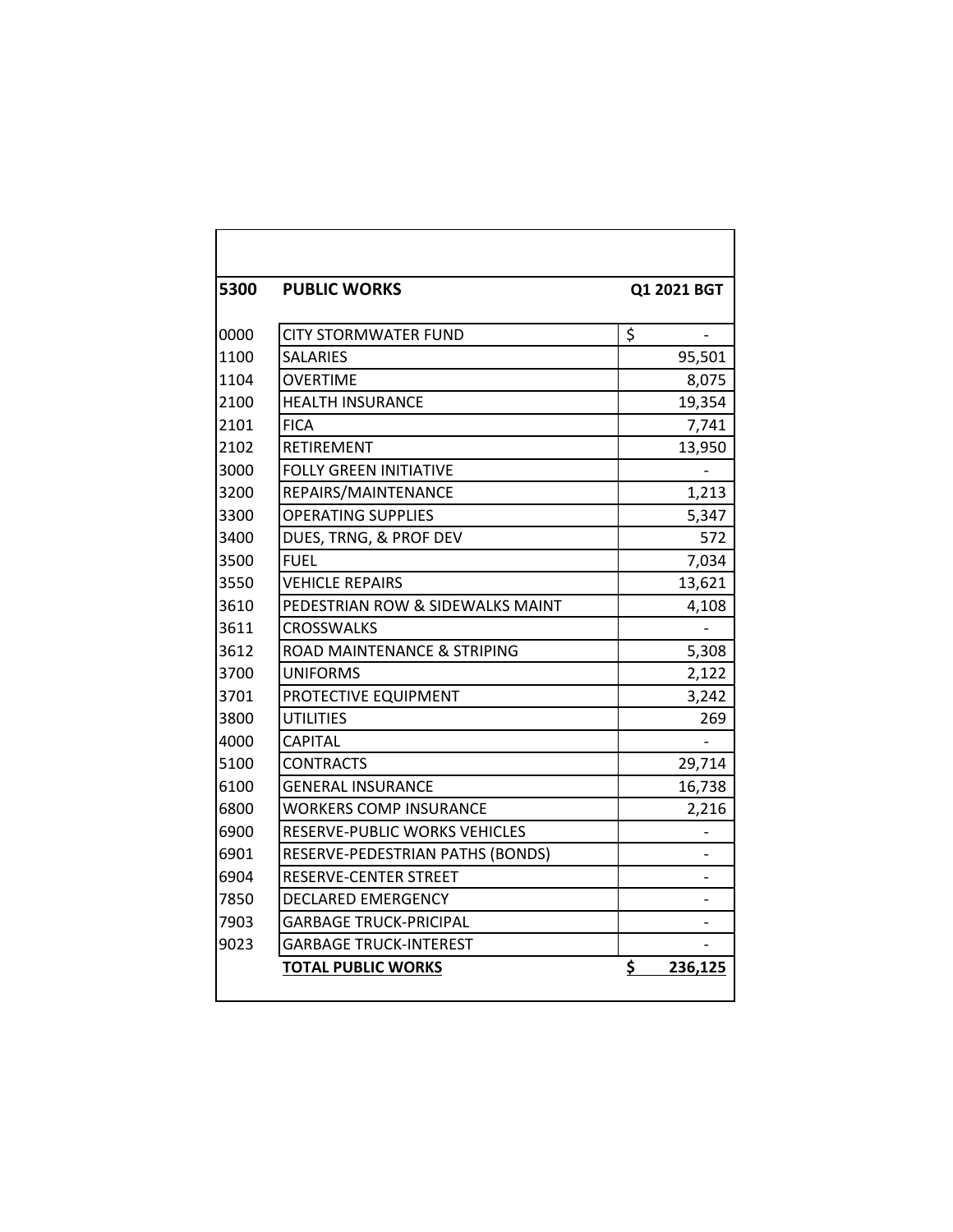| 5300 | PUBLIC WORKS | Q1 2021 BGT |
|---|---|---|
| 0000 | CITY STORMWATER FUND | $ - |
| 1100 | SALARIES | 95,501 |
| 1104 | OVERTIME | 8,075 |
| 2100 | HEALTH INSURANCE | 19,354 |
| 2101 | FICA | 7,741 |
| 2102 | RETIREMENT | 13,950 |
| 3000 | FOLLY GREEN INITIATIVE | - |
| 3200 | REPAIRS/MAINTENANCE | 1,213 |
| 3300 | OPERATING SUPPLIES | 5,347 |
| 3400 | DUES, TRNG, & PROF DEV | 572 |
| 3500 | FUEL | 7,034 |
| 3550 | VEHICLE REPAIRS | 13,621 |
| 3610 | PEDESTRIAN ROW & SIDEWALKS MAINT | 4,108 |
| 3611 | CROSSWALKS | - |
| 3612 | ROAD MAINTENANCE & STRIPING | 5,308 |
| 3700 | UNIFORMS | 2,122 |
| 3701 | PROTECTIVE EQUIPMENT | 3,242 |
| 3800 | UTILITIES | 269 |
| 4000 | CAPITAL | - |
| 5100 | CONTRACTS | 29,714 |
| 6100 | GENERAL INSURANCE | 16,738 |
| 6800 | WORKERS COMP INSURANCE | 2,216 |
| 6900 | RESERVE-PUBLIC WORKS VEHICLES | - |
| 6901 | RESERVE-PEDESTRIAN PATHS (BONDS) | - |
| 6904 | RESERVE-CENTER STREET | - |
| 7850 | DECLARED EMERGENCY | - |
| 7903 | GARBAGE TRUCK-PRICIPAL | - |
| 9023 | GARBAGE TRUCK-INTEREST | - |
| | **TOTAL PUBLIC WORKS** | **$ 236,125** |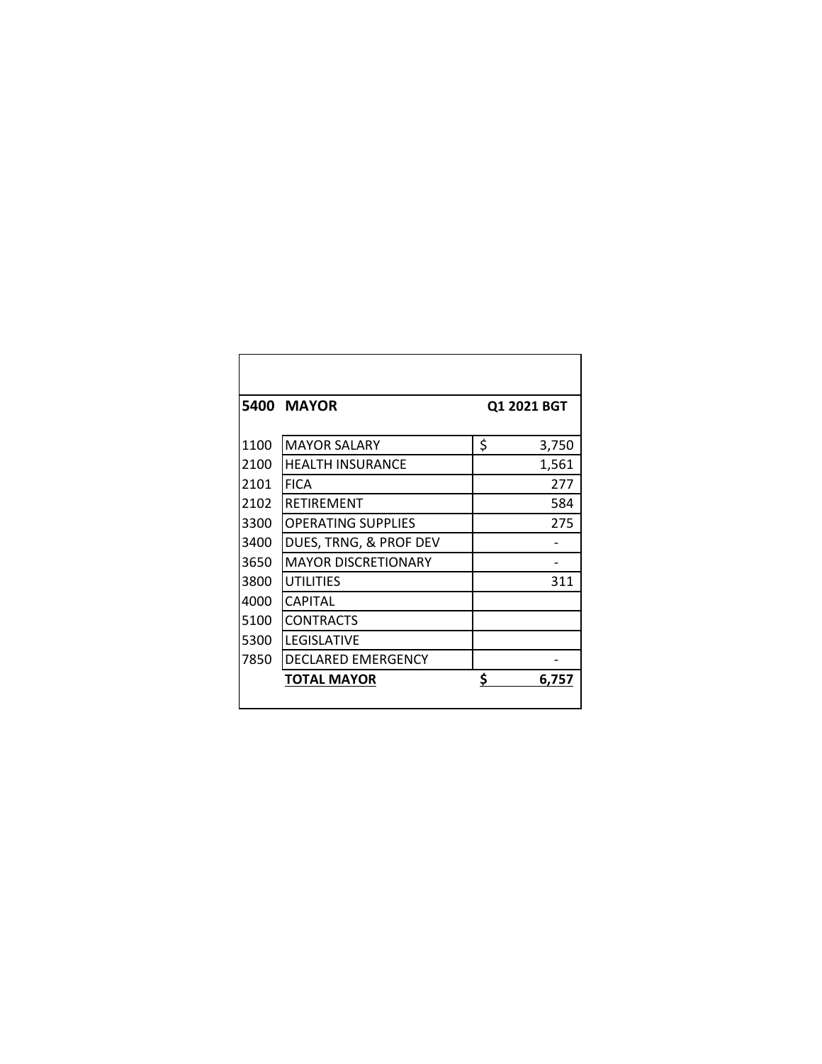| 5400 | MAYOR | Q1 2021 BGT |
|---|---|---|
| 1100 | MAYOR SALARY | $ 3,750 |
| 2100 | HEALTH INSURANCE | 1,561 |
| 2101 | FICA | 277 |
| 2102 | RETIREMENT | 584 |
| 3300 | OPERATING SUPPLIES | 275 |
| 3400 | DUES, TRNG, & PROF DEV | - |
| 3650 | MAYOR DISCRETIONARY | - |
| 3800 | UTILITIES | 311 |
| 4000 | CAPITAL | |
| 5100 | CONTRACTS | |
| 5300 | LEGISLATIVE | |
| 7850 | DECLARED EMERGENCY | - |
| | **TOTAL MAYOR** | **$ 6,757** |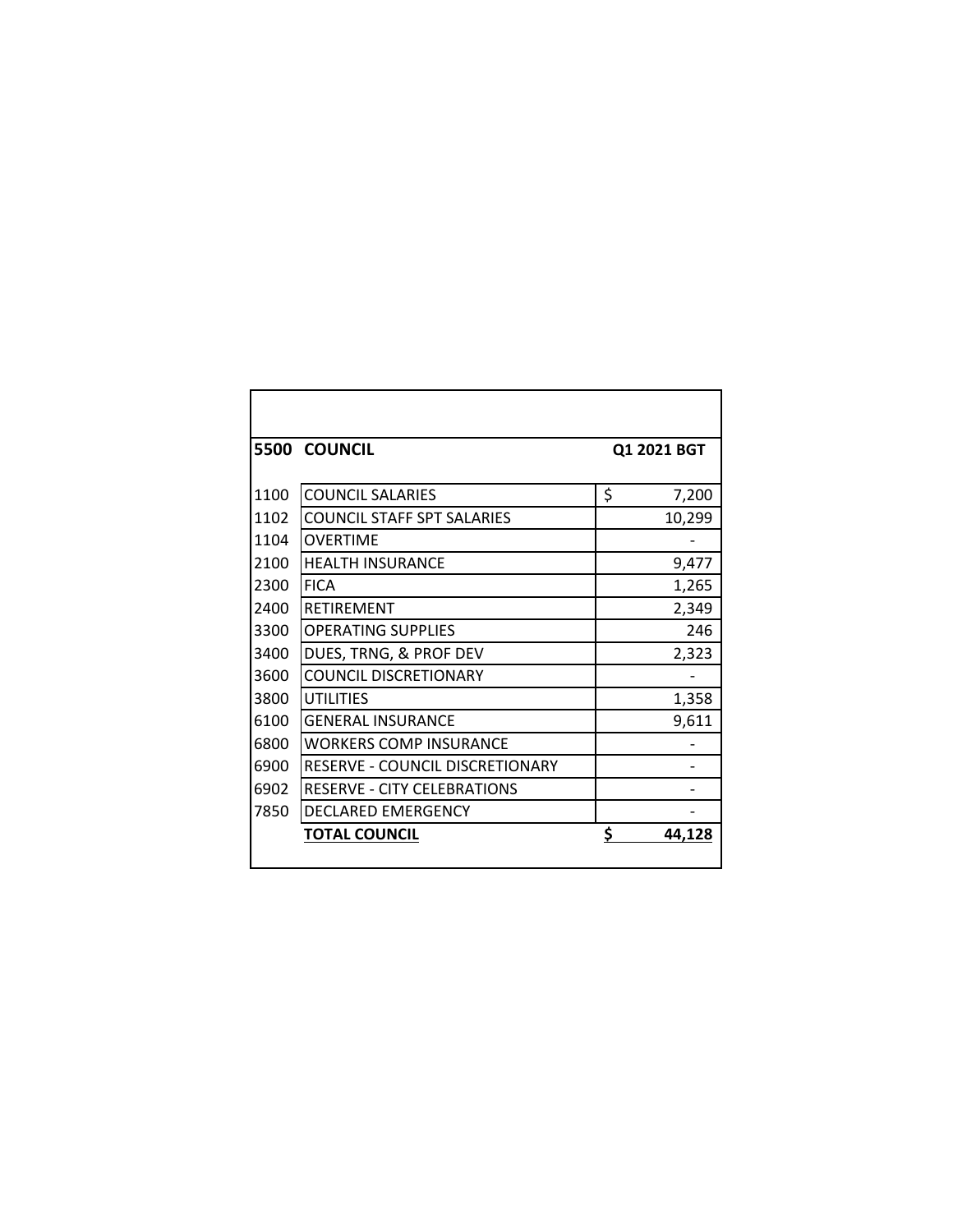| 5500 | COUNCIL | Q1 2021 BGT |
|---|---|---|
| 1100 | COUNCIL SALARIES | $ 7,200 |
| 1102 | COUNCIL STAFF SPT SALARIES | 10,299 |
| 1104 | OVERTIME | - |
| 2100 | HEALTH INSURANCE | 9,477 |
| 2300 | FICA | 1,265 |
| 2400 | RETIREMENT | 2,349 |
| 3300 | OPERATING SUPPLIES | 246 |
| 3400 | DUES, TRNG, & PROF DEV | 2,323 |
| 3600 | COUNCIL DISCRETIONARY | - |
| 3800 | UTILITIES | 1,358 |
| 6100 | GENERAL INSURANCE | 9,611 |
| 6800 | WORKERS COMP INSURANCE | - |
| 6900 | RESERVE - COUNCIL DISCRETIONARY | - |
| 6902 | RESERVE - CITY CELEBRATIONS | - |
| 7850 | DECLARED EMERGENCY | - |
| | **TOTAL COUNCIL** | **$ 44,128** |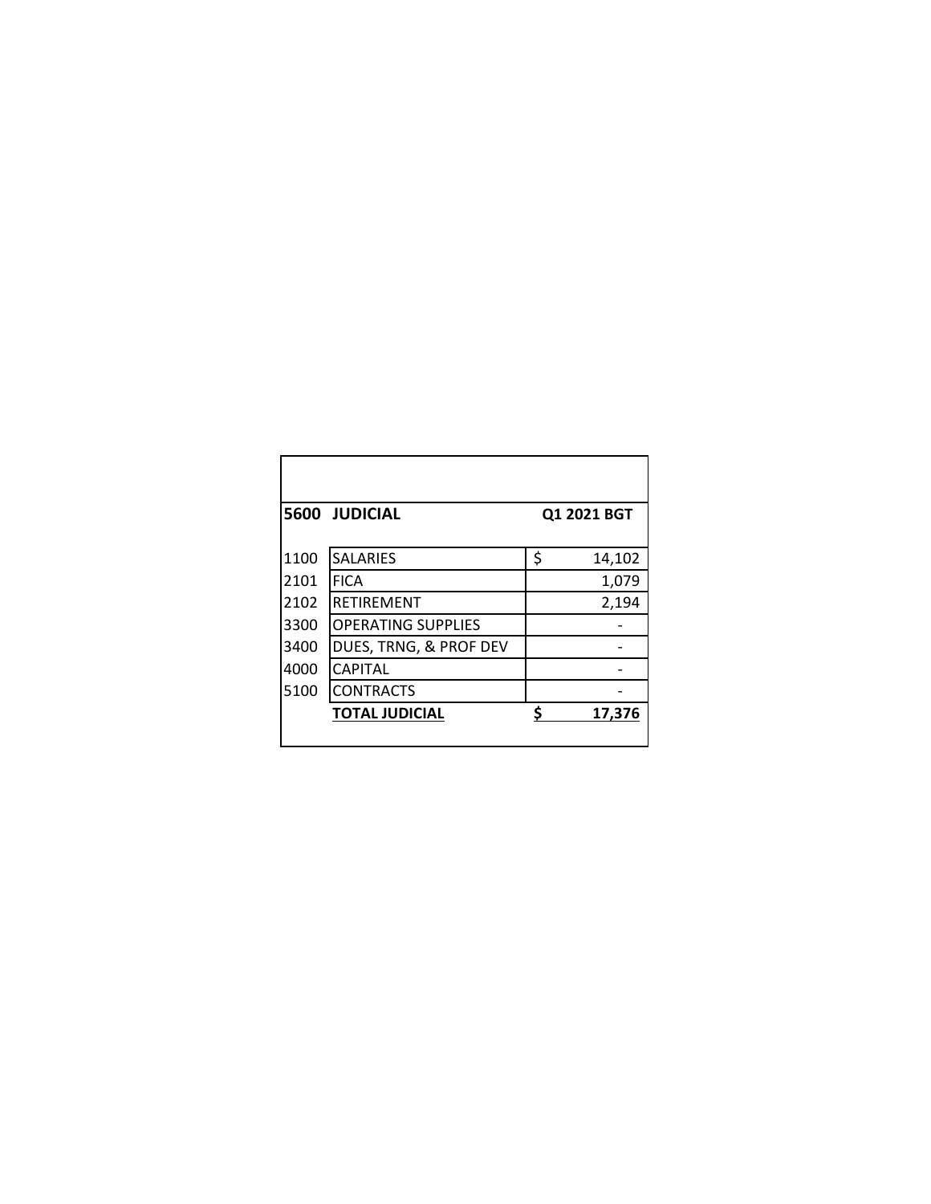| 5600 | JUDICIAL | Q1 2021 BGT |
|---|---|---|
| 1100 | SALARIES | $ 14,102 |
| 2101 | FICA | 1,079 |
| 2102 | RETIREMENT | 2,194 |
| 3300 | OPERATING SUPPLIES | - |
| 3400 | DUES, TRNG, & PROF DEV | - |
| 4000 | CAPITAL | - |
| 5100 | CONTRACTS | - |
| | **TOTAL JUDICIAL** | **$ 17,376** |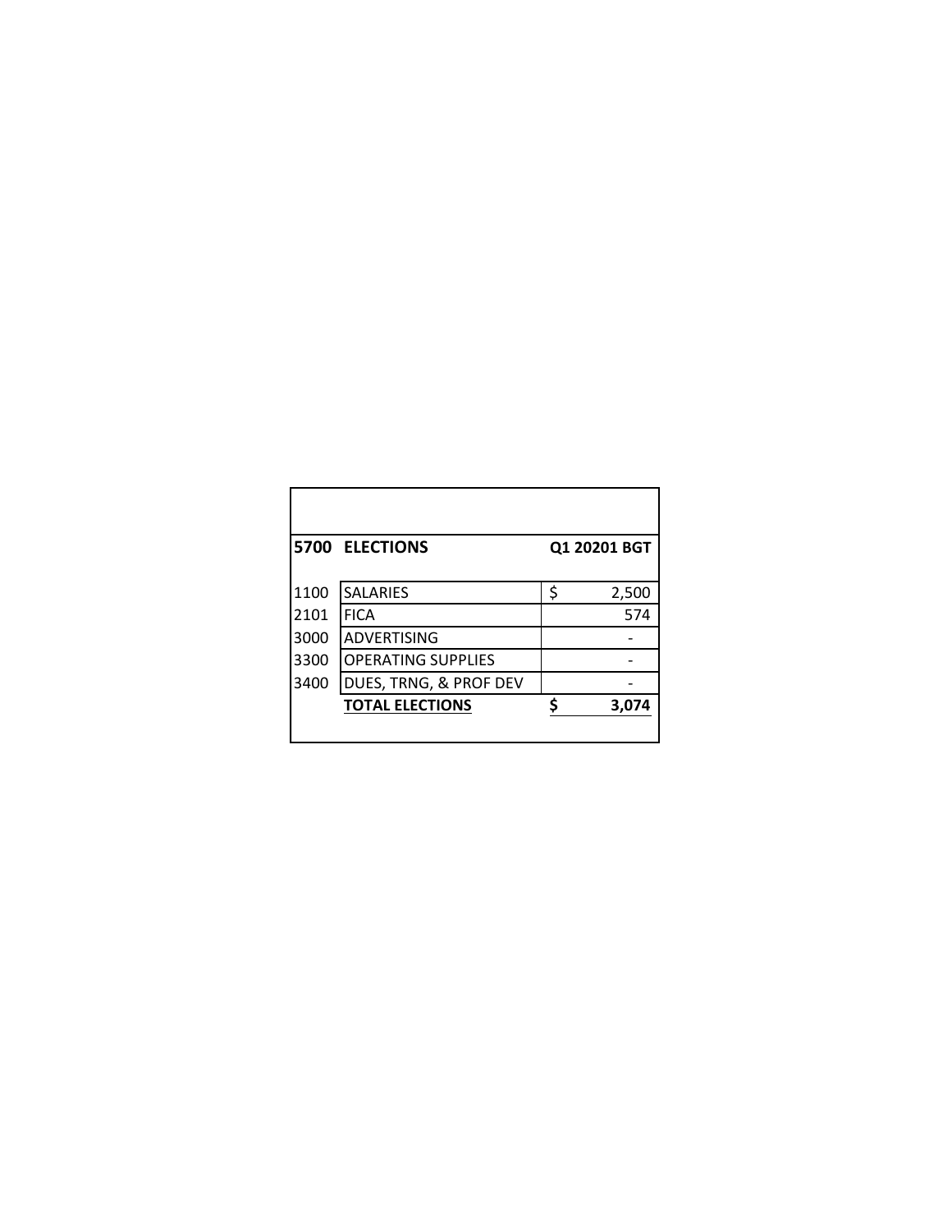| 5700 | ELECTIONS | Q1 20201 BGT |
|---|---|---|
| 1100 | SALARIES | $ 2,500 |
| 2101 | FICA | 574 |
| 3000 | ADVERTISING | - |
| 3300 | OPERATING SUPPLIES | - |
| 3400 | DUES, TRNG, & PROF DEV | - |
| | **TOTAL ELECTIONS** | **$ 3,074** |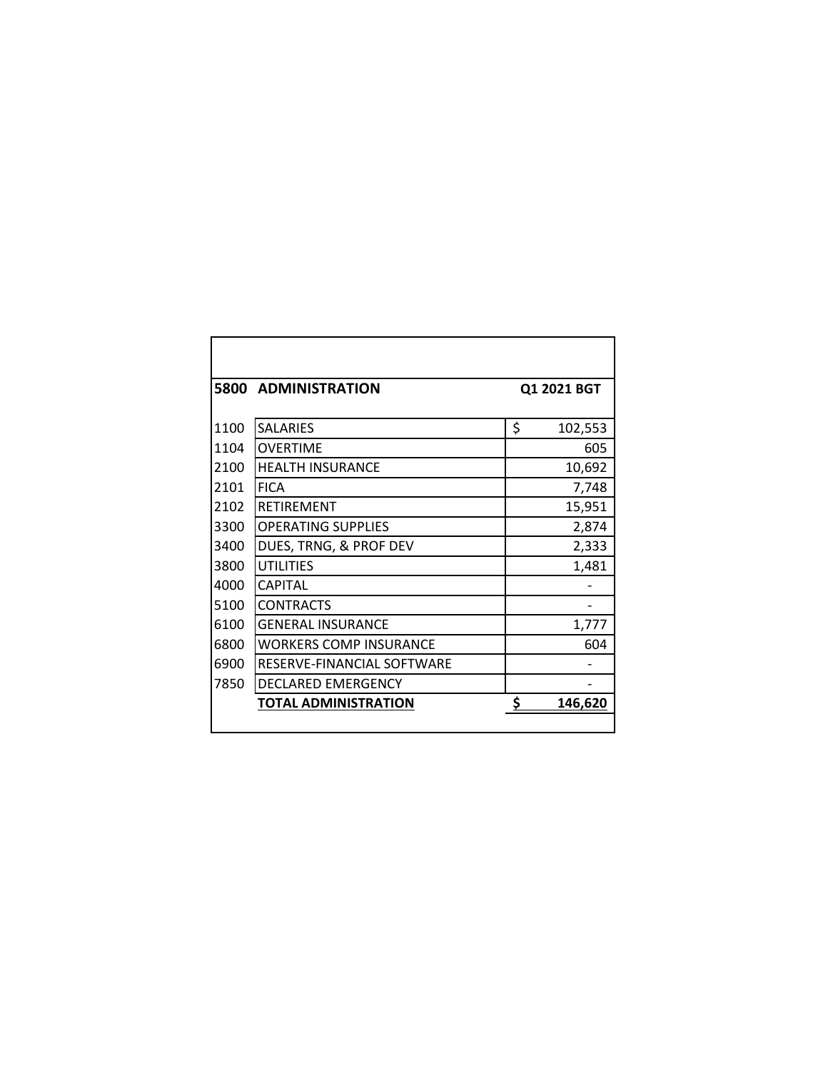| 5800 | ADMINISTRATION | Q1 2021 BGT |
|---|---|---|
| 1100 | SALARIES | $ 102,553 |
| 1104 | OVERTIME | 605 |
| 2100 | HEALTH INSURANCE | 10,692 |
| 2101 | FICA | 7,748 |
| 2102 | RETIREMENT | 15,951 |
| 3300 | OPERATING SUPPLIES | 2,874 |
| 3400 | DUES, TRNG, & PROF DEV | 2,333 |
| 3800 | UTILITIES | 1,481 |
| 4000 | CAPITAL | - |
| 5100 | CONTRACTS | - |
| 6100 | GENERAL INSURANCE | 1,777 |
| 6800 | WORKERS COMP INSURANCE | 604 |
| 6900 | RESERVE-FINANCIAL SOFTWARE | - |
| 7850 | DECLARED EMERGENCY | - |
| | **TOTAL ADMINISTRATION** | **$ 146,620** |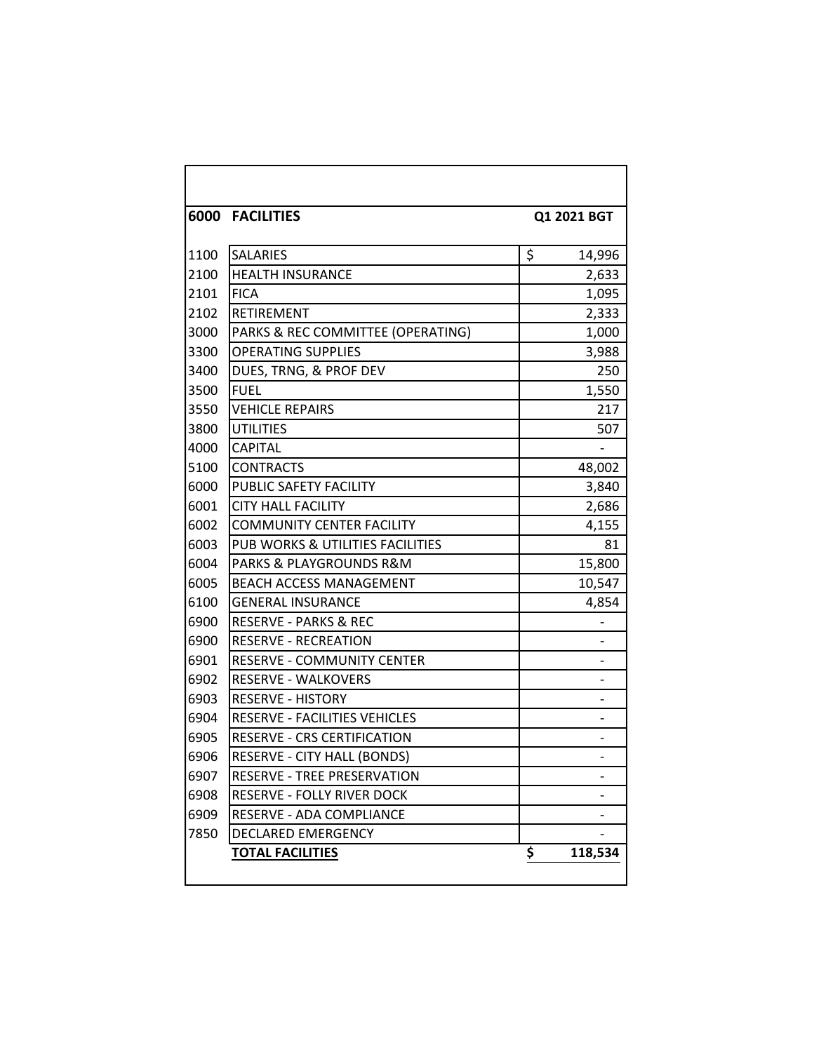| 6000 | FACILITIES | Q1 2021 BGT |
|---|---|---|
| 1100 | SALARIES | $ 14,996 |
| 2100 | HEALTH INSURANCE | 2,633 |
| 2101 | FICA | 1,095 |
| 2102 | RETIREMENT | 2,333 |
| 3000 | PARKS & REC COMMITTEE (OPERATING) | 1,000 |
| 3300 | OPERATING SUPPLIES | 3,988 |
| 3400 | DUES, TRNG, & PROF DEV | 250 |
| 3500 | FUEL | 1,550 |
| 3550 | VEHICLE REPAIRS | 217 |
| 3800 | UTILITIES | 507 |
| 4000 | CAPITAL | - |
| 5100 | CONTRACTS | 48,002 |
| 6000 | PUBLIC SAFETY FACILITY | 3,840 |
| 6001 | CITY HALL FACILITY | 2,686 |
| 6002 | COMMUNITY CENTER FACILITY | 4,155 |
| 6003 | PUB WORKS & UTILITIES FACILITIES | 81 |
| 6004 | PARKS & PLAYGROUNDS R&M | 15,800 |
| 6005 | BEACH ACCESS MANAGEMENT | 10,547 |
| 6100 | GENERAL INSURANCE | 4,854 |
| 6900 | RESERVE - PARKS & REC | - |
| 6900 | RESERVE - RECREATION | - |
| 6901 | RESERVE - COMMUNITY CENTER | - |
| 6902 | RESERVE - WALKOVERS | - |
| 6903 | RESERVE - HISTORY | - |
| 6904 | RESERVE - FACILITIES VEHICLES | - |
| 6905 | RESERVE - CRS CERTIFICATION | - |
| 6906 | RESERVE - CITY HALL (BONDS) | - |
| 6907 | RESERVE - TREE PRESERVATION | - |
| 6908 | RESERVE - FOLLY RIVER DOCK | - |
| 6909 | RESERVE - ADA COMPLIANCE | - |
| 7850 | DECLARED EMERGENCY | - |
| | **TOTAL FACILITIES** | **$ 118,534** |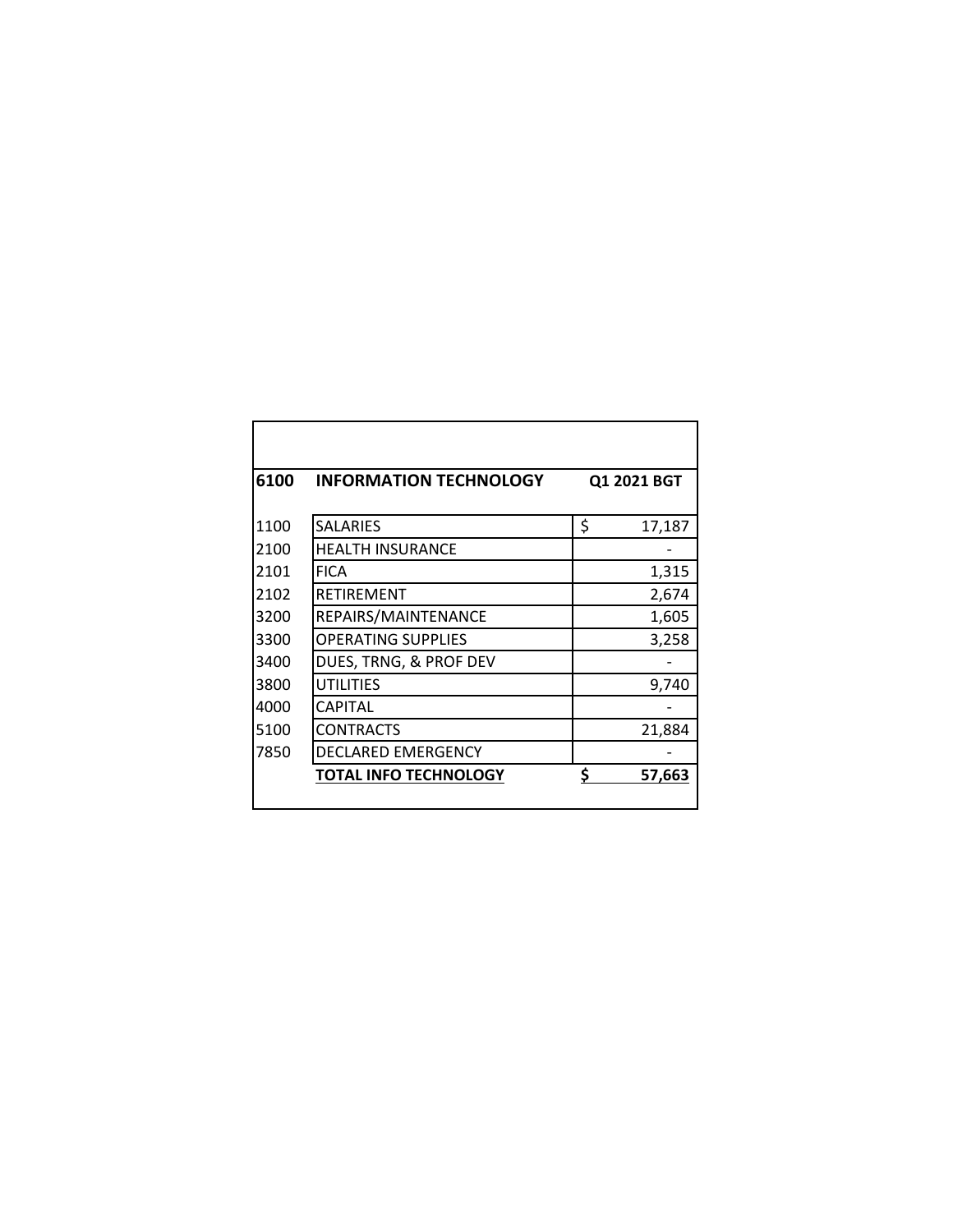| 6100 | INFORMATION TECHNOLOGY | Q1 2021 BGT |
|---|---|---|
| 1100 | SALARIES | $ 17,187 |
| 2100 | HEALTH INSURANCE | - |
| 2101 | FICA | 1,315 |
| 2102 | RETIREMENT | 2,674 |
| 3200 | REPAIRS/MAINTENANCE | 1,605 |
| 3300 | OPERATING SUPPLIES | 3,258 |
| 3400 | DUES, TRNG, & PROF DEV | - |
| 3800 | UTILITIES | 9,740 |
| 4000 | CAPITAL | - |
| 5100 | CONTRACTS | 21,884 |
| 7850 | DECLARED EMERGENCY | - |
| | **TOTAL INFO TECHNOLOGY** | **$ 57,663** |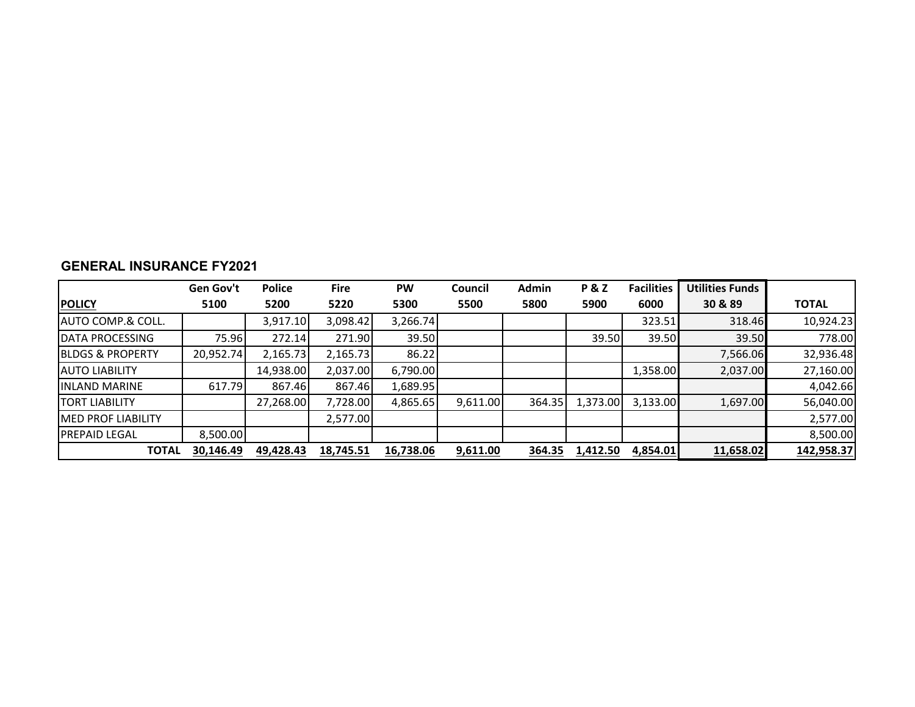**GENERAL INSURANCE FY2021**

| POLICY | Gen Gov't 5100 | Police 5200 | Fire 5220 | PW 5300 | Council 5500 | Admin 5800 | P & Z 5900 | Facilities 6000 | Utilities Funds 30 & 89 | TOTAL |
|---|---|---|---|---|---|---|---|---|---|---|
| AUTO COMP.& COLL. | | 3,917.10 | 3,098.42 | 3,266.74 | | | | 323.51 | 318.46 | 10,924.23 |
| DATA PROCESSING | 75.96 | 272.14 | 271.90 | 39.50 | | | 39.50 | 39.50 | 39.50 | 778.00 |
| BLDGS & PROPERTY | 20,952.74 | 2,165.73 | 2,165.73 | 86.22 | | | | | 7,566.06 | 32,936.48 |
| AUTO LIABILITY | | 14,938.00 | 2,037.00 | 6,790.00 | | | | 1,358.00 | 2,037.00 | 27,160.00 |
| INLAND MARINE | 617.79 | 867.46 | 867.46 | 1,689.95 | | | | | | 4,042.66 |
| TORT LIABILITY | | 27,268.00 | 7,728.00 | 4,865.65 | 9,611.00 | 364.35 | 1,373.00 | 3,133.00 | 1,697.00 | 56,040.00 |
| MED PROF LIABILITY | | | 2,577.00 | | | | | | | 2,577.00 |
| PREPAID LEGAL | 8,500.00 | | | | | | | | | 8,500.00 |
| TOTAL | 30,146.49 | 49,428.43 | 18,745.51 | 16,738.06 | 9,611.00 | 364.35 | 1,412.50 | 4,854.01 | 11,658.02 | 142,958.37 |